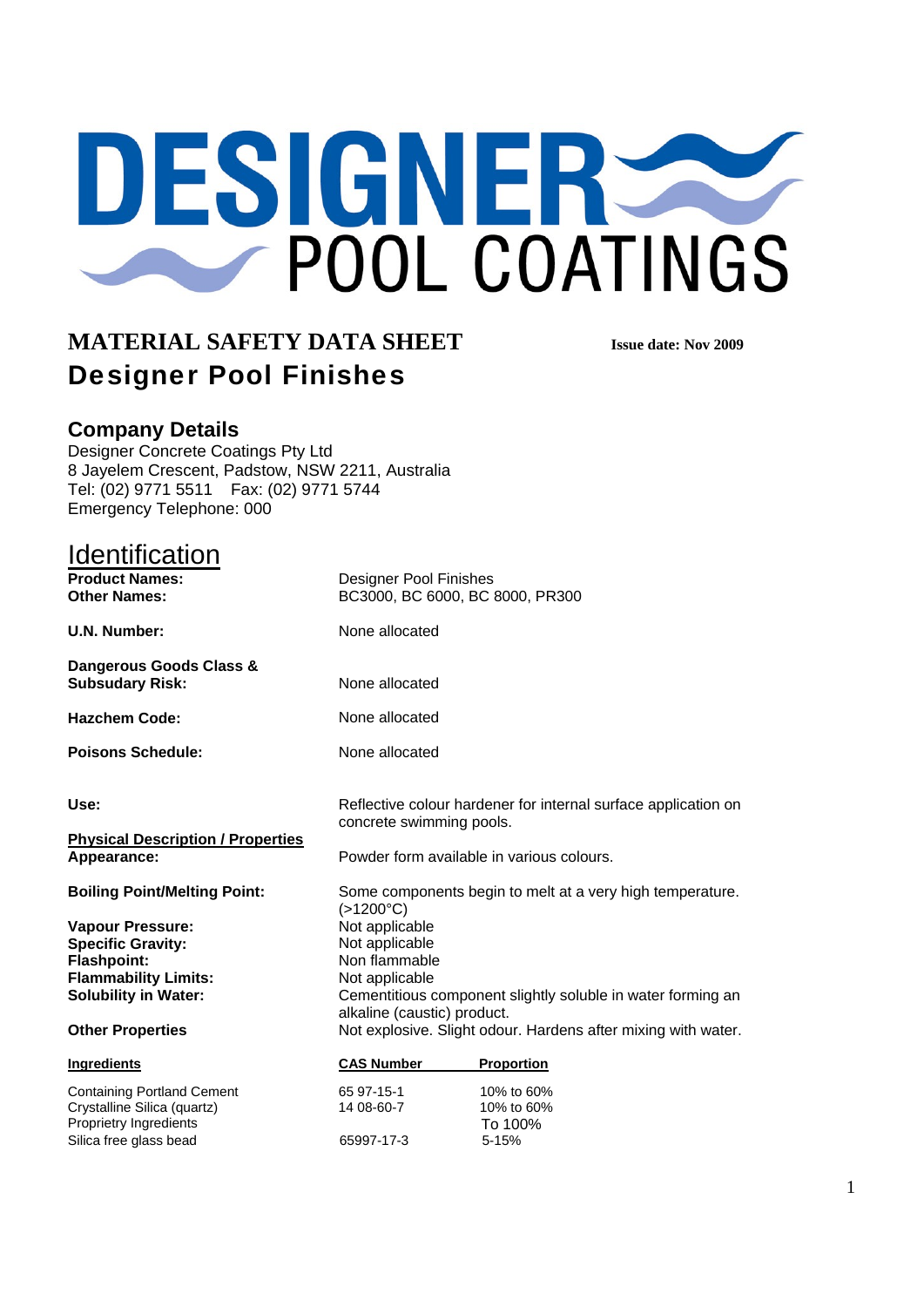# DESIGNER POOL COATINGS

## MATERIAL SAFETY DATA SHEET

**Issue date: Nov 2009**

## Designer Pool Finishes

### Company Details

Designer Concrete Coatings Pty Ltd
8 Jayelem Crescent, Padstow, NSW 2211, Australia
Tel: (02) 9771 5511 Fax: (02) 9771 5744
Emergency Telephone: 000

## Identification

**Product Names:** Designer Pool Finishes
**Other Names:** BC3000, BC 6000, BC 8000, PR300

**U.N. Number:** None allocated

**Dangerous Goods Class & Subsudary Risk:** None allocated

**Hazchem Code:** None allocated

**Poisons Schedule:** None allocated

**Use:** Reflective colour hardener for internal surface application on concrete swimming pools.

**Physical Description / Properties**

**Appearance:** Powder form available in various colours.

**Boiling Point/Melting Point:** Some components begin to melt at a very high temperature. (>1200°C)

**Vapour Pressure:** Not applicable
**Specific Gravity:** Not applicable
**Flashpoint:** Non flammable
**Flammability Limits:** Not applicable
**Solubility in Water:** Cementitious component slightly soluble in water forming an alkaline (caustic) product.

**Other Properties** Not explosive. Slight odour. Hardens after mixing with water.

| Ingredients | CAS Number | Proportion |
|---|---|---|
| Containing Portland Cement | 65 97-15-1 | 10% to 60% |
| Crystalline Silica (quartz) | 14 08-60-7 | 10% to 60% |
| Proprietry Ingredients | | To 100% |
| Silica free glass bead | 65997-17-3 | 5-15% |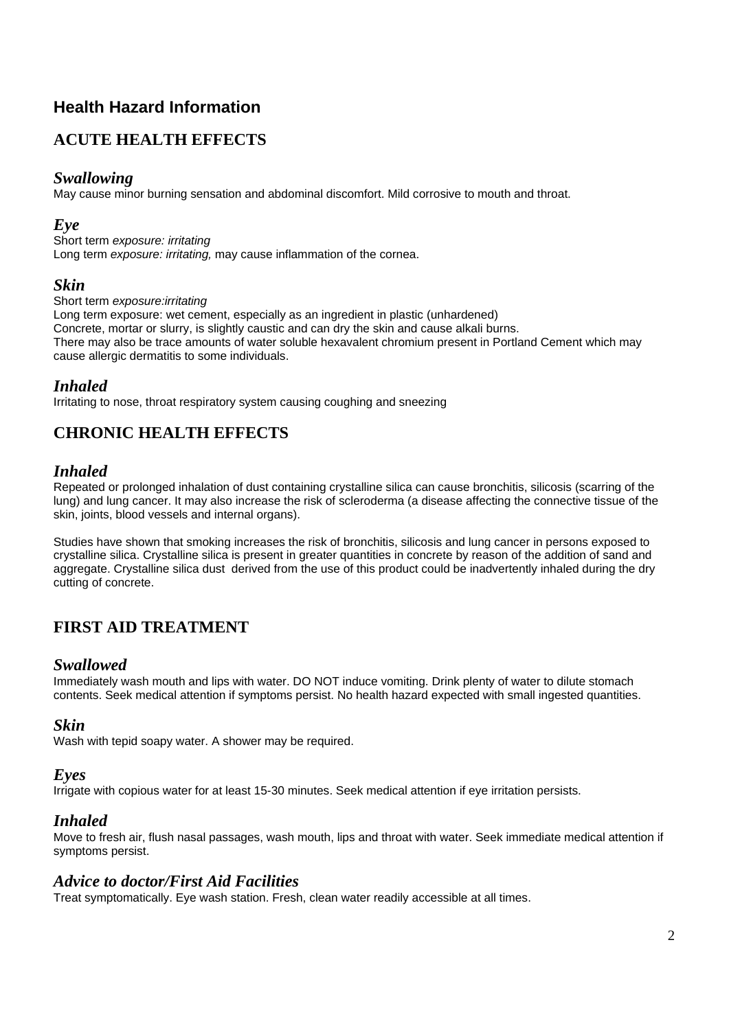## Health Hazard Information

## ACUTE HEALTH EFFECTS

### *Swallowing*

May cause minor burning sensation and abdominal discomfort. Mild corrosive to mouth and throat.

### *Eye*

Short term *exposure: irritating*
Long term *exposure: irritating,* may cause inflammation of the cornea.

### *Skin*

Short term *exposure:irritating*
Long term exposure: wet cement, especially as an ingredient in plastic (unhardened)
Concrete, mortar or slurry, is slightly caustic and can dry the skin and cause alkali burns.
There may also be trace amounts of water soluble hexavalent chromium present in Portland Cement which may cause allergic dermatitis to some individuals.

### *Inhaled*

Irritating to nose, throat respiratory system causing coughing and sneezing

## CHRONIC HEALTH EFFECTS

### *Inhaled*

Repeated or prolonged inhalation of dust containing crystalline silica can cause bronchitis, silicosis (scarring of the lung) and lung cancer. It may also increase the risk of scleroderma (a disease affecting the connective tissue of the skin, joints, blood vessels and internal organs).

Studies have shown that smoking increases the risk of bronchitis, silicosis and lung cancer in persons exposed to crystalline silica. Crystalline silica is present in greater quantities in concrete by reason of the addition of sand and aggregate. Crystalline silica dust derived from the use of this product could be inadvertently inhaled during the dry cutting of concrete.

## FIRST AID TREATMENT

### *Swallowed*

Immediately wash mouth and lips with water. DO NOT induce vomiting. Drink plenty of water to dilute stomach contents. Seek medical attention if symptoms persist. No health hazard expected with small ingested quantities.

### *Skin*

Wash with tepid soapy water. A shower may be required.

### *Eyes*

Irrigate with copious water for at least 15-30 minutes. Seek medical attention if eye irritation persists.

### *Inhaled*

Move to fresh air, flush nasal passages, wash mouth, lips and throat with water. Seek immediate medical attention if symptoms persist.

### *Advice to doctor/First Aid Facilities*

Treat symptomatically. Eye wash station. Fresh, clean water readily accessible at all times.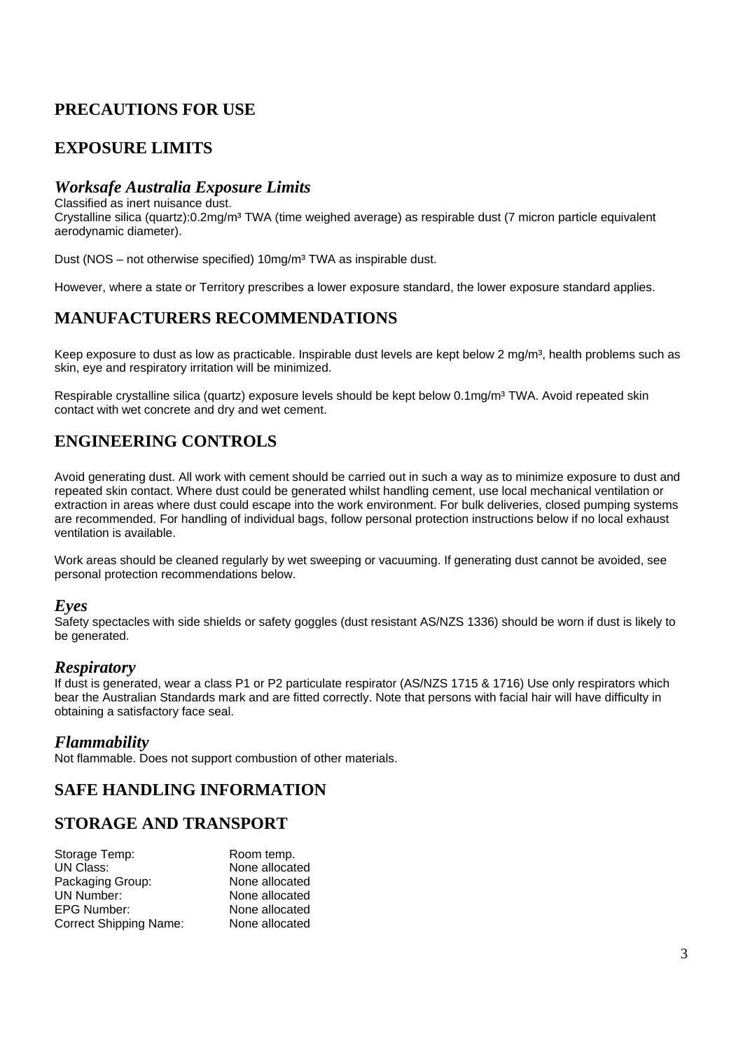## PRECAUTIONS FOR USE

## EXPOSURE LIMITS

### *Worksafe Australia Exposure Limits*

Classified as inert nuisance dust.
Crystalline silica (quartz):0.2mg/m³ TWA (time weighed average) as respirable dust (7 micron particle equivalent aerodynamic diameter).

Dust (NOS – not otherwise specified) 10mg/m³ TWA as inspirable dust.

However, where a state or Territory prescribes a lower exposure standard, the lower exposure standard applies.

## MANUFACTURERS RECOMMENDATIONS

Keep exposure to dust as low as practicable. Inspirable dust levels are kept below 2 mg/m³, health problems such as skin, eye and respiratory irritation will be minimized.

Respirable crystalline silica (quartz) exposure levels should be kept below 0.1mg/m³ TWA. Avoid repeated skin contact with wet concrete and dry and wet cement.

## ENGINEERING CONTROLS

Avoid generating dust. All work with cement should be carried out in such a way as to minimize exposure to dust and repeated skin contact. Where dust could be generated whilst handling cement, use local mechanical ventilation or extraction in areas where dust could escape into the work environment. For bulk deliveries, closed pumping systems are recommended. For handling of individual bags, follow personal protection instructions below if no local exhaust ventilation is available.

Work areas should be cleaned regularly by wet sweeping or vacuuming. If generating dust cannot be avoided, see personal protection recommendations below.

### *Eyes*

Safety spectacles with side shields or safety goggles (dust resistant AS/NZS 1336) should be worn if dust is likely to be generated.

### *Respiratory*

If dust is generated, wear a class P1 or P2 particulate respirator (AS/NZS 1715 & 1716) Use only respirators which bear the Australian Standards mark and are fitted correctly. Note that persons with facial hair will have difficulty in obtaining a satisfactory face seal.

### *Flammability*

Not flammable. Does not support combustion of other materials.

## SAFE HANDLING INFORMATION

## STORAGE AND TRANSPORT

| | |
|---|---|
| Storage Temp: | Room temp. |
| UN Class: | None allocated |
| Packaging Group: | None allocated |
| UN Number: | None allocated |
| EPG Number: | None allocated |
| Correct Shipping Name: | None allocated |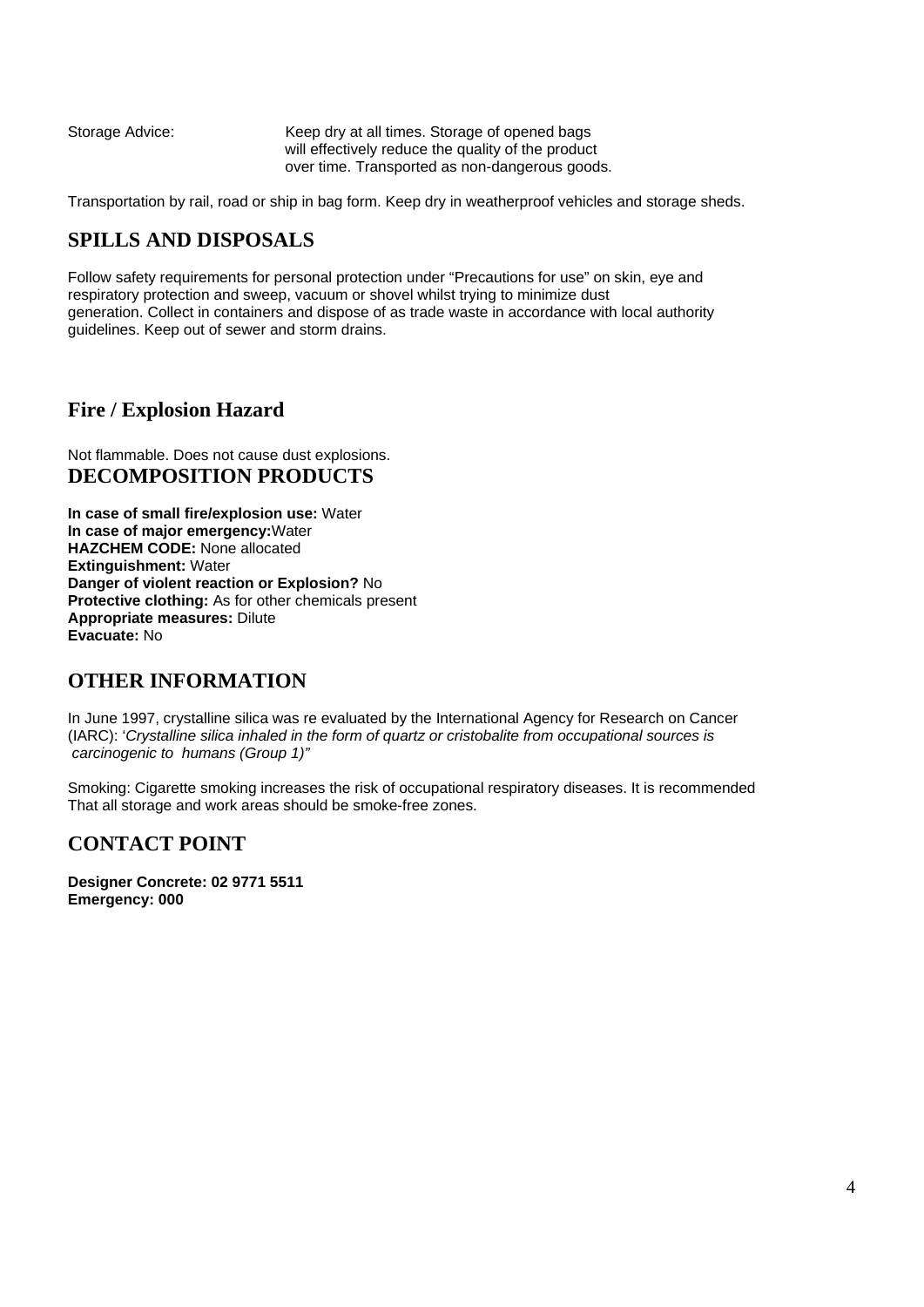Storage Advice: Keep dry at all times. Storage of opened bags will effectively reduce the quality of the product over time. Transported as non-dangerous goods.

Transportation by rail, road or ship in bag form. Keep dry in weatherproof vehicles and storage sheds.

## SPILLS AND DISPOSALS

Follow safety requirements for personal protection under "Precautions for use" on skin, eye and respiratory protection and sweep, vacuum or shovel whilst trying to minimize dust generation. Collect in containers and dispose of as trade waste in accordance with local authority guidelines. Keep out of sewer and storm drains.

## Fire / Explosion Hazard

Not flammable. Does not cause dust explosions.

## DECOMPOSITION PRODUCTS

**In case of small fire/explosion use:** Water
**In case of major emergency:**Water
**HAZCHEM CODE:** None allocated
**Extinguishment:** Water
**Danger of violent reaction or Explosion?** No
**Protective clothing:** As for other chemicals present
**Appropriate measures:** Dilute
**Evacuate:** No

## OTHER INFORMATION

In June 1997, crystalline silica was re evaluated by the International Agency for Research on Cancer (IARC): '*Crystalline silica inhaled in the form of quartz or cristobalite from occupational sources is carcinogenic to humans (Group 1)"*

Smoking: Cigarette smoking increases the risk of occupational respiratory diseases. It is recommended That all storage and work areas should be smoke-free zones.

## CONTACT POINT

**Designer Concrete: 02 9771 5511**
**Emergency: 000**